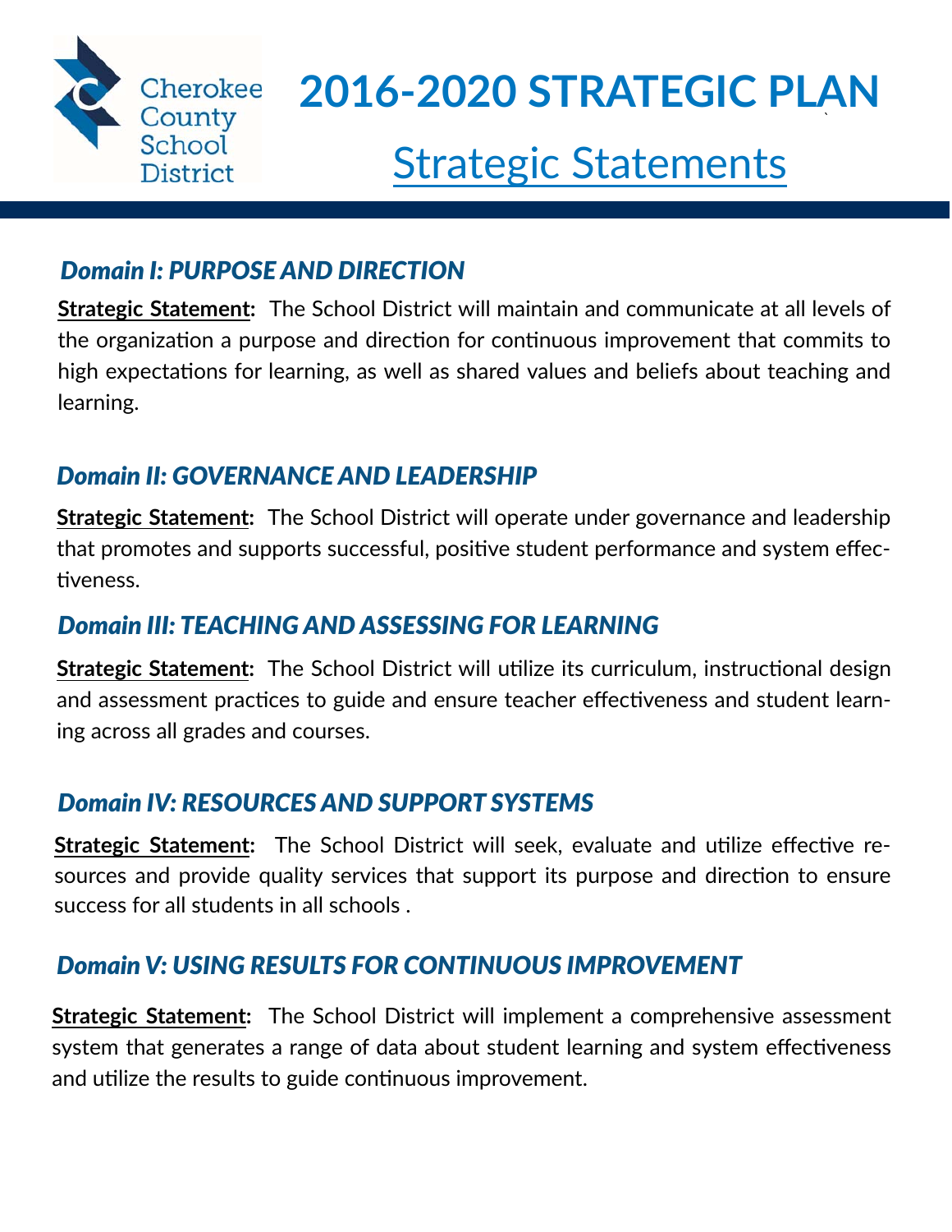Cherokee County School District

# 2016-2020 STRATEGIC PLAN

## Strategic Statements

### *Domain I: PURPOSE AND DIRECTION*

**Strategic Statement:** The School District will maintain and communicate at all levels of the organization a purpose and direction for continuous improvement that commits to high expectations for learning, as well as shared values and beliefs about teaching and learning.

### *Domain II: GOVERNANCE AND LEADERSHIP*

**Strategic Statement:** The School District will operate under governance and leadership that promotes and supports successful, positive student performance and system effectiveness.

### *Domain III: TEACHING AND ASSESSING FOR LEARNING*

**Strategic Statement:** The School District will utilize its curriculum, instructional design and assessment practices to guide and ensure teacher effectiveness and student learning across all grades and courses.

### *Domain IV: RESOURCES AND SUPPORT SYSTEMS*

**Strategic Statement:** The School District will seek, evaluate and utilize effective resources and provide quality services that support its purpose and direction to ensure success for all students in all schools .

### *Domain V: USING RESULTS FOR CONTINUOUS IMPROVEMENT*

**Strategic Statement:** The School District will implement a comprehensive assessment system that generates a range of data about student learning and system effectiveness and utilize the results to guide continuous improvement.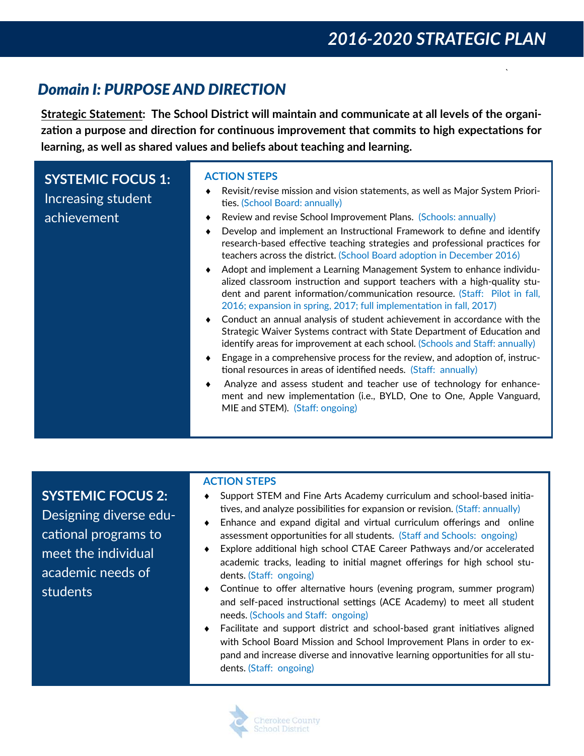# 2016-2020 STRATEGIC PLAN

## *Domain I: PURPOSE AND DIRECTION*

**<u>Strategic Statement</u>: The School District will maintain and communicate at all levels of the organization a purpose and direction for continuous improvement that commits to high expectations for learning, as well as shared values and beliefs about teaching and learning.**

### SYSTEMIC FOCUS 1: Increasing student achievement

**ACTION STEPS**

- Revisit/revise mission and vision statements, as well as Major System Priorities. (School Board: annually)
- Review and revise School Improvement Plans. (Schools: annually)
- Develop and implement an Instructional Framework to define and identify research-based effective teaching strategies and professional practices for teachers across the district. (School Board adoption in December 2016)
- Adopt and implement a Learning Management System to enhance individualized classroom instruction and support teachers with a high-quality student and parent information/communication resource. (Staff: Pilot in fall, 2016; expansion in spring, 2017; full implementation in fall, 2017)
- Conduct an annual analysis of student achievement in accordance with the Strategic Waiver Systems contract with State Department of Education and identify areas for improvement at each school. (Schools and Staff: annually)
- Engage in a comprehensive process for the review, and adoption of, instructional resources in areas of identified needs. (Staff: annually)
- Analyze and assess student and teacher use of technology for enhancement and new implementation (i.e., BYLD, One to One, Apple Vanguard, MIE and STEM). (Staff: ongoing)

### SYSTEMIC FOCUS 2: Designing diverse educational programs to meet the individual academic needs of students

**ACTION STEPS**

- Support STEM and Fine Arts Academy curriculum and school-based initiatives, and analyze possibilities for expansion or revision. (Staff: annually)
- Enhance and expand digital and virtual curriculum offerings and online assessment opportunities for all students. (Staff and Schools: ongoing)
- Explore additional high school CTAE Career Pathways and/or accelerated academic tracks, leading to initial magnet offerings for high school students. (Staff: ongoing)
- Continue to offer alternative hours (evening program, summer program) and self-paced instructional settings (ACE Academy) to meet all student needs. (Schools and Staff: ongoing)
- Facilitate and support district and school-based grant initiatives aligned with School Board Mission and School Improvement Plans in order to expand and increase diverse and innovative learning opportunities for all students. (Staff: ongoing)

Cherokee County School District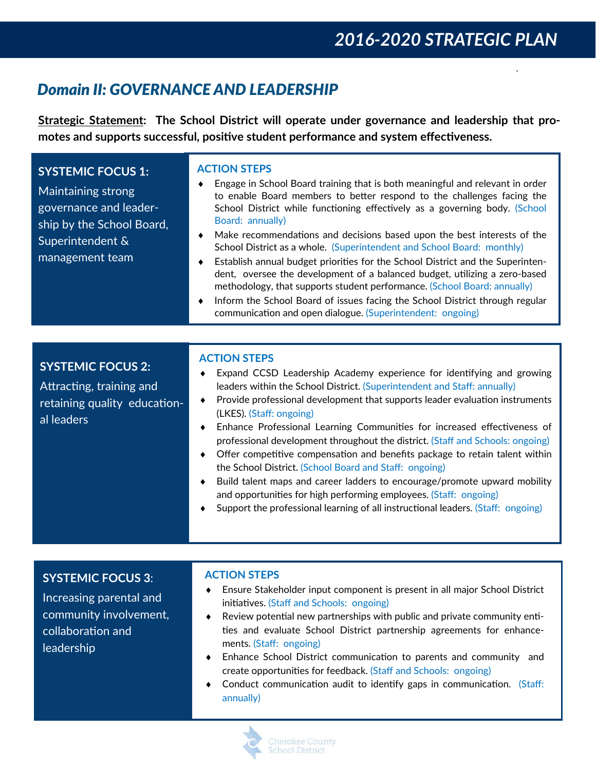## Domain II: GOVERNANCE AND LEADERSHIP

**Strategic Statement: The School District will operate under governance and leadership that promotes and supports successful, positive student performance and system effectiveness.**

### SYSTEMIC FOCUS 1:

Maintaining strong governance and leadership by the School Board, Superintendent & management team

**ACTION STEPS**

- Engage in School Board training that is both meaningful and relevant in order to enable Board members to better respond to the challenges facing the School District while functioning effectively as a governing body. (School Board: annually)
- Make recommendations and decisions based upon the best interests of the School District as a whole. (Superintendent and School Board: monthly)
- Establish annual budget priorities for the School District and the Superintendent, oversee the development of a balanced budget, utilizing a zero-based methodology, that supports student performance. (School Board: annually)
- Inform the School Board of issues facing the School District through regular communication and open dialogue. (Superintendent: ongoing)

### SYSTEMIC FOCUS 2:

Attracting, training and retaining quality educational leaders

**ACTION STEPS**

- Expand CCSD Leadership Academy experience for identifying and growing leaders within the School District. (Superintendent and Staff: annually)
- Provide professional development that supports leader evaluation instruments (LKES). (Staff: ongoing)
- Enhance Professional Learning Communities for increased effectiveness of professional development throughout the district. (Staff and Schools: ongoing)
- Offer competitive compensation and benefits package to retain talent within the School District. (School Board and Staff: ongoing)
- Build talent maps and career ladders to encourage/promote upward mobility and opportunities for high performing employees. (Staff: ongoing)
- Support the professional learning of all instructional leaders. (Staff: ongoing)

### SYSTEMIC FOCUS 3:

Increasing parental and community involvement, collaboration and leadership

**ACTION STEPS**

- Ensure Stakeholder input component is present in all major School District initiatives. (Staff and Schools: ongoing)
- Review potential new partnerships with public and private community entities and evaluate School District partnership agreements for enhancements. (Staff: ongoing)
- Enhance School District communication to parents and community and create opportunities for feedback. (Staff and Schools: ongoing)
- Conduct communication audit to identify gaps in communication. (Staff: annually)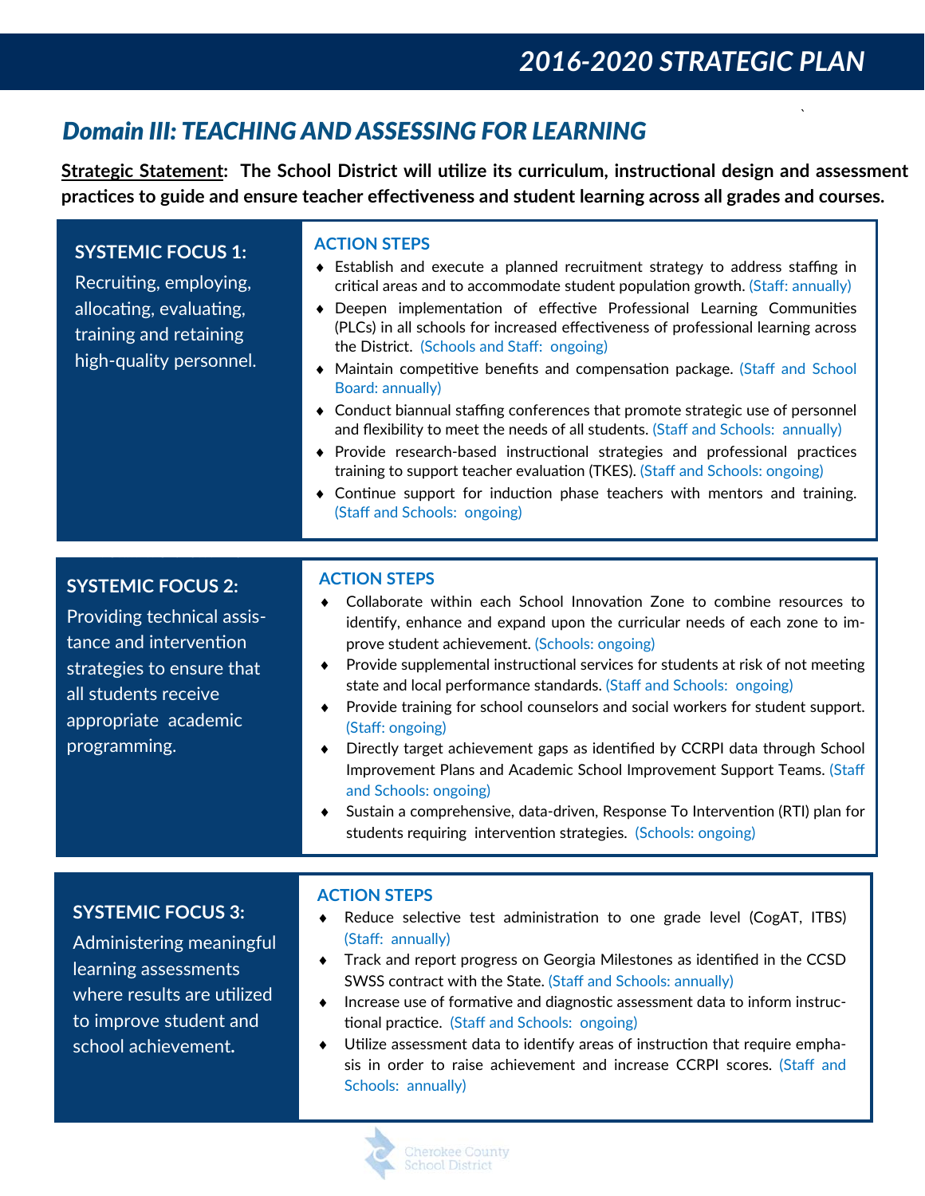# 2016-2020 STRATEGIC PLAN

## *Domain III: TEACHING AND ASSESSING FOR LEARNING*

**Strategic Statement: The School District will utilize its curriculum, instructional design and assessment practices to guide and ensure teacher effectiveness and student learning across all grades and courses.**

### SYSTEMIC FOCUS 1:

Recruiting, employing, allocating, evaluating, training and retaining high-quality personnel.

**ACTION STEPS**

- Establish and execute a planned recruitment strategy to address staffing in critical areas and to accommodate student population growth. (Staff: annually)
- Deepen implementation of effective Professional Learning Communities (PLCs) in all schools for increased effectiveness of professional learning across the District. (Schools and Staff: ongoing)
- Maintain competitive benefits and compensation package. (Staff and School Board: annually)
- Conduct biannual staffing conferences that promote strategic use of personnel and flexibility to meet the needs of all students. (Staff and Schools: annually)
- Provide research-based instructional strategies and professional practices training to support teacher evaluation (TKES). (Staff and Schools: ongoing)
- Continue support for induction phase teachers with mentors and training. (Staff and Schools: ongoing)

### SYSTEMIC FOCUS 2:

Providing technical assistance and intervention strategies to ensure that all students receive appropriate academic programming.

**ACTION STEPS**

- Collaborate within each School Innovation Zone to combine resources to identify, enhance and expand upon the curricular needs of each zone to improve student achievement. (Schools: ongoing)
- Provide supplemental instructional services for students at risk of not meeting state and local performance standards. (Staff and Schools: ongoing)
- Provide training for school counselors and social workers for student support. (Staff: ongoing)
- Directly target achievement gaps as identified by CCRPI data through School Improvement Plans and Academic School Improvement Support Teams. (Staff and Schools: ongoing)
- Sustain a comprehensive, data-driven, Response To Intervention (RTI) plan for students requiring intervention strategies. (Schools: ongoing)

### SYSTEMIC FOCUS 3:

Administering meaningful learning assessments where results are utilized to improve student and school achievement.

**ACTION STEPS**

- Reduce selective test administration to one grade level (CogAT, ITBS) (Staff: annually)
- Track and report progress on Georgia Milestones as identified in the CCSD SWSS contract with the State. (Staff and Schools: annually)
- Increase use of formative and diagnostic assessment data to inform instructional practice. (Staff and Schools: ongoing)
- Utilize assessment data to identify areas of instruction that require emphasis in order to raise achievement and increase CCRPI scores. (Staff and Schools: annually)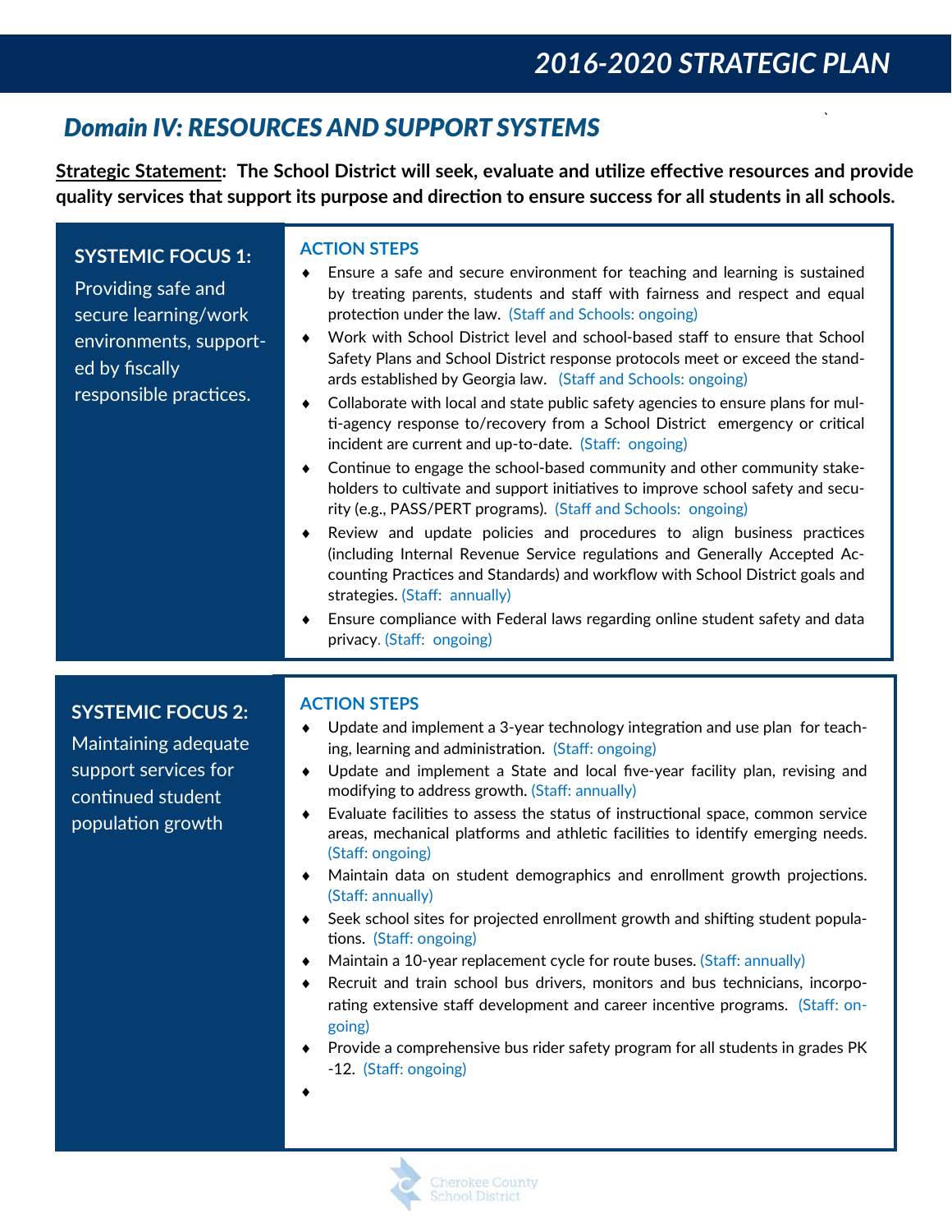# 2016-2020 STRATEGIC PLAN

## *Domain IV: RESOURCES AND SUPPORT SYSTEMS*

**Strategic Statement: The School District will seek, evaluate and utilize effective resources and provide quality services that support its purpose and direction to ensure success for all students in all schools.**

### SYSTEMIC FOCUS 1:

Providing safe and secure learning/work environments, supported by fiscally responsible practices.

**ACTION STEPS**

- Ensure a safe and secure environment for teaching and learning is sustained by treating parents, students and staff with fairness and respect and equal protection under the law. (Staff and Schools: ongoing)
- Work with School District level and school-based staff to ensure that School Safety Plans and School District response protocols meet or exceed the standards established by Georgia law. (Staff and Schools: ongoing)
- Collaborate with local and state public safety agencies to ensure plans for multi-agency response to/recovery from a School District emergency or critical incident are current and up-to-date. (Staff: ongoing)
- Continue to engage the school-based community and other community stakeholders to cultivate and support initiatives to improve school safety and security (e.g., PASS/PERT programs). (Staff and Schools: ongoing)
- Review and update policies and procedures to align business practices (including Internal Revenue Service regulations and Generally Accepted Accounting Practices and Standards) and workflow with School District goals and strategies. (Staff: annually)
- Ensure compliance with Federal laws regarding online student safety and data privacy. (Staff: ongoing)

### SYSTEMIC FOCUS 2:

Maintaining adequate support services for continued student population growth

**ACTION STEPS**

- Update and implement a 3-year technology integration and use plan for teaching, learning and administration. (Staff: ongoing)
- Update and implement a State and local five-year facility plan, revising and modifying to address growth. (Staff: annually)
- Evaluate facilities to assess the status of instructional space, common service areas, mechanical platforms and athletic facilities to identify emerging needs. (Staff: ongoing)
- Maintain data on student demographics and enrollment growth projections. (Staff: annually)
- Seek school sites for projected enrollment growth and shifting student populations. (Staff: ongoing)
- Maintain a 10-year replacement cycle for route buses. (Staff: annually)
- Recruit and train school bus drivers, monitors and bus technicians, incorporating extensive staff development and career incentive programs. (Staff: ongoing)
- Provide a comprehensive bus rider safety program for all students in grades PK-12. (Staff: ongoing)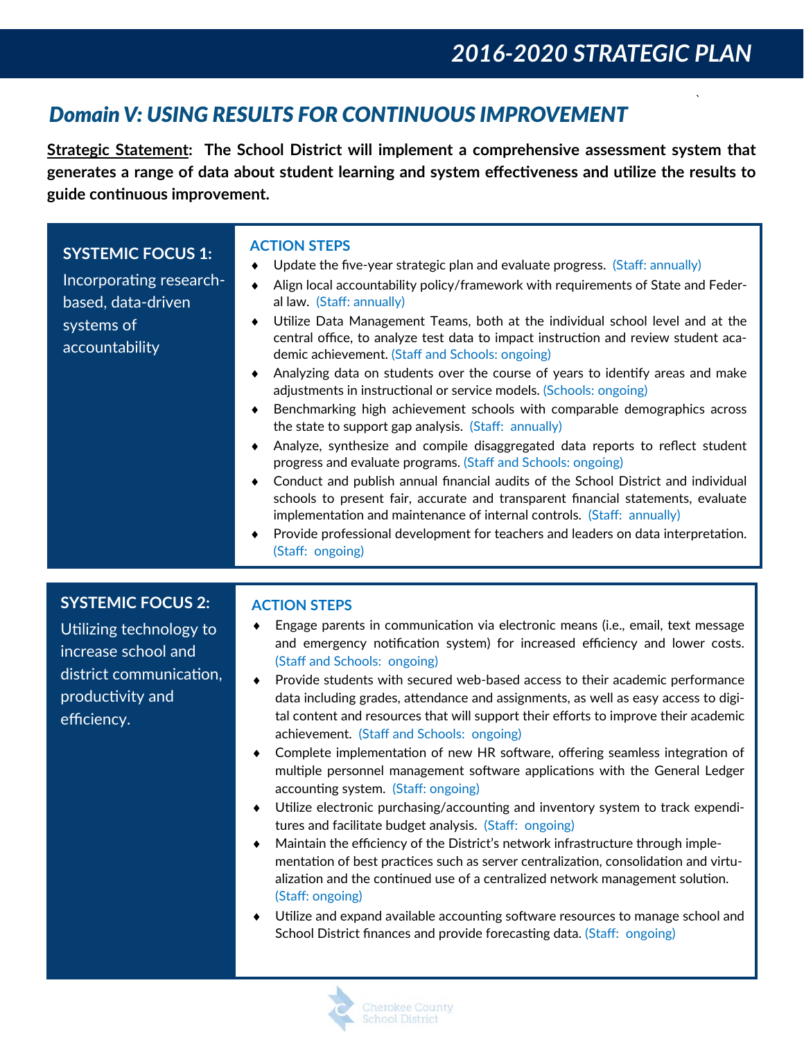# Domain V: USING RESULTS FOR CONTINUOUS IMPROVEMENT

**Strategic Statement: The School District will implement a comprehensive assessment system that generates a range of data about student learning and system effectiveness and utilize the results to guide continuous improvement.**

## SYSTEMIC FOCUS 1:

Incorporating research-based, data-driven systems of accountability

### ACTION STEPS

- Update the five-year strategic plan and evaluate progress. (Staff: annually)
- Align local accountability policy/framework with requirements of State and Federal law. (Staff: annually)
- Utilize Data Management Teams, both at the individual school level and at the central office, to analyze test data to impact instruction and review student academic achievement. (Staff and Schools: ongoing)
- Analyzing data on students over the course of years to identify areas and make adjustments in instructional or service models. (Schools: ongoing)
- Benchmarking high achievement schools with comparable demographics across the state to support gap analysis. (Staff: annually)
- Analyze, synthesize and compile disaggregated data reports to reflect student progress and evaluate programs. (Staff and Schools: ongoing)
- Conduct and publish annual financial audits of the School District and individual schools to present fair, accurate and transparent financial statements, evaluate implementation and maintenance of internal controls. (Staff: annually)
- Provide professional development for teachers and leaders on data interpretation. (Staff: ongoing)

## SYSTEMIC FOCUS 2:

Utilizing technology to increase school and district communication, productivity and efficiency.

### ACTION STEPS

- Engage parents in communication via electronic means (i.e., email, text message and emergency notification system) for increased efficiency and lower costs. (Staff and Schools: ongoing)
- Provide students with secured web-based access to their academic performance data including grades, attendance and assignments, as well as easy access to digital content and resources that will support their efforts to improve their academic achievement. (Staff and Schools: ongoing)
- Complete implementation of new HR software, offering seamless integration of multiple personnel management software applications with the General Ledger accounting system. (Staff: ongoing)
- Utilize electronic purchasing/accounting and inventory system to track expenditures and facilitate budget analysis. (Staff: ongoing)
- Maintain the efficiency of the District's network infrastructure through implementation of best practices such as server centralization, consolidation and virtualization and the continued use of a centralized network management solution. (Staff: ongoing)
- Utilize and expand available accounting software resources to manage school and School District finances and provide forecasting data. (Staff: ongoing)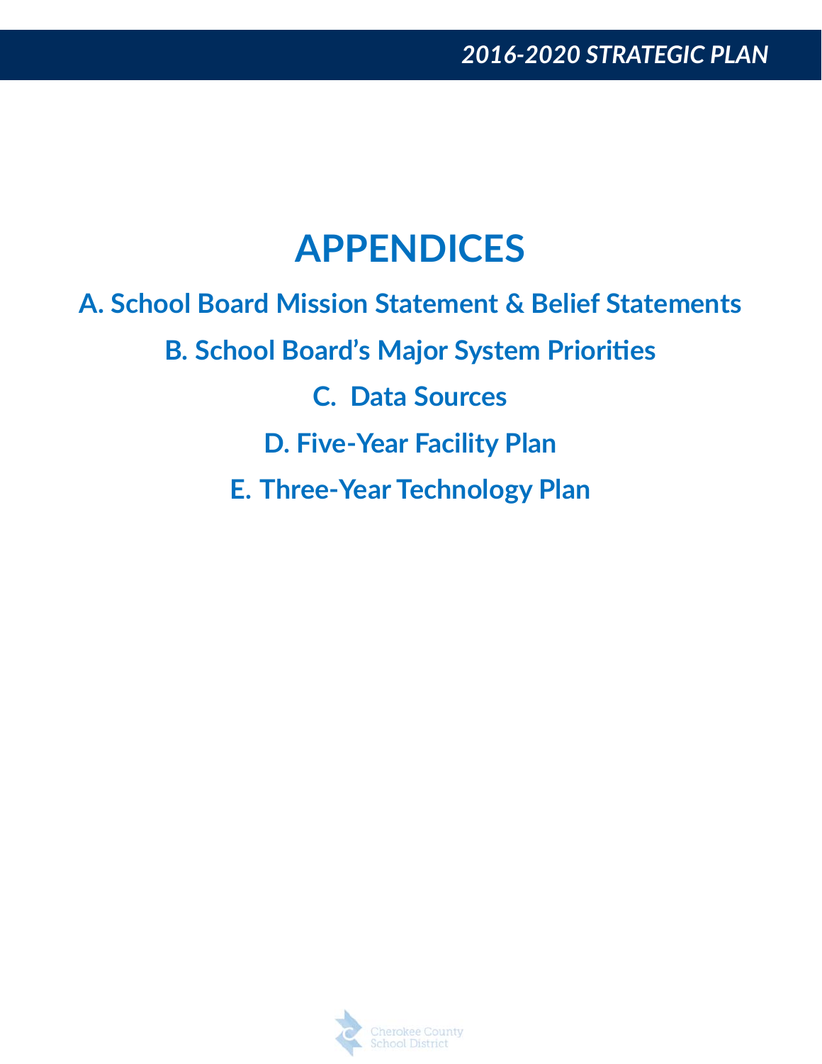# APPENDICES

## A. School Board Mission Statement & Belief Statements

## B. School Board's Major System Priorities

## C. Data Sources

## D. Five-Year Facility Plan

## E. Three-Year Technology Plan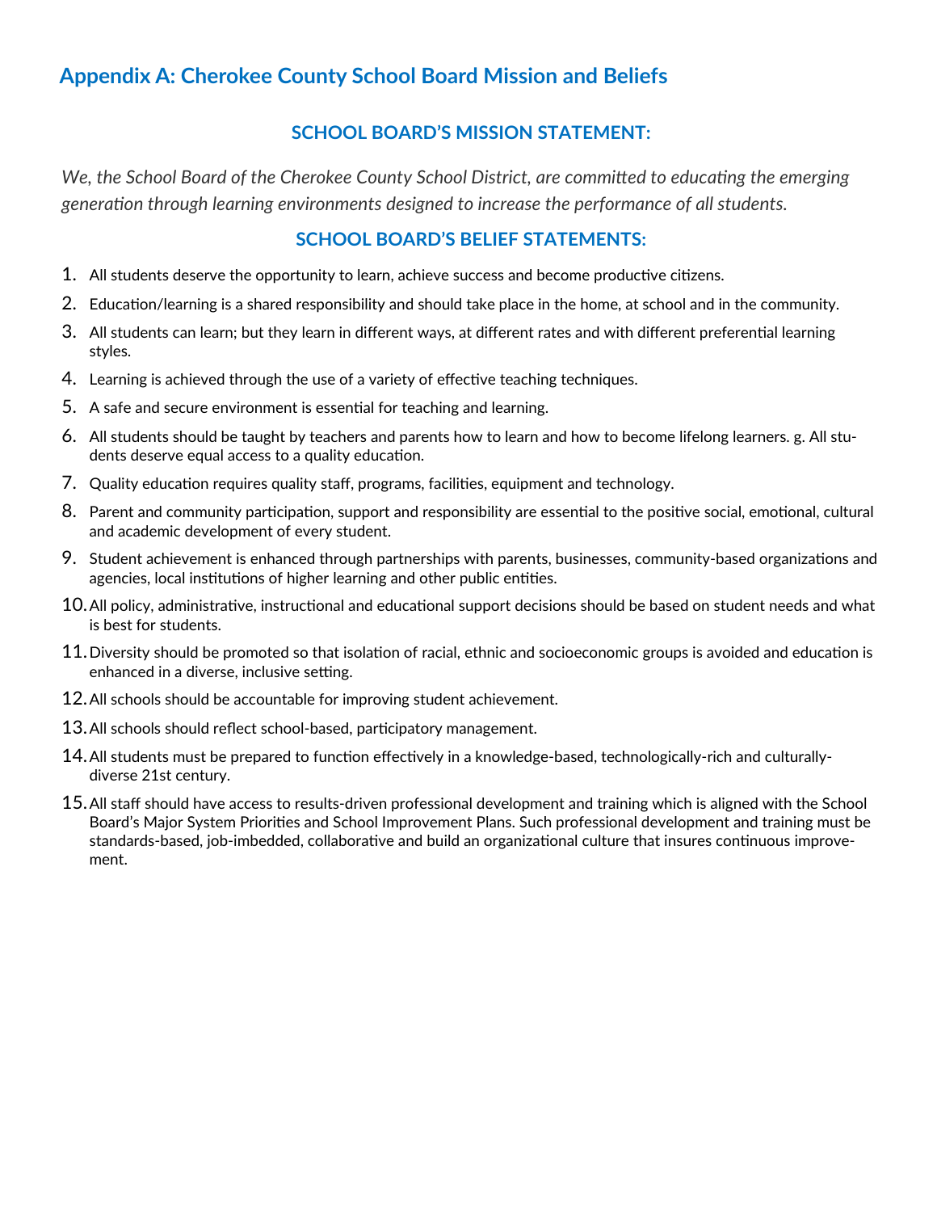## Appendix A: Cherokee County School Board Mission and Beliefs

### SCHOOL BOARD'S MISSION STATEMENT:

*We, the School Board of the Cherokee County School District, are committed to educating the emerging generation through learning environments designed to increase the performance of all students.*

### SCHOOL BOARD'S BELIEF STATEMENTS:

1. All students deserve the opportunity to learn, achieve success and become productive citizens.
2. Education/learning is a shared responsibility and should take place in the home, at school and in the community.
3. All students can learn; but they learn in different ways, at different rates and with different preferential learning styles.
4. Learning is achieved through the use of a variety of effective teaching techniques.
5. A safe and secure environment is essential for teaching and learning.
6. All students should be taught by teachers and parents how to learn and how to become lifelong learners. g. All students deserve equal access to a quality education.
7. Quality education requires quality staff, programs, facilities, equipment and technology.
8. Parent and community participation, support and responsibility are essential to the positive social, emotional, cultural and academic development of every student.
9. Student achievement is enhanced through partnerships with parents, businesses, community-based organizations and agencies, local institutions of higher learning and other public entities.
10. All policy, administrative, instructional and educational support decisions should be based on student needs and what is best for students.
11. Diversity should be promoted so that isolation of racial, ethnic and socioeconomic groups is avoided and education is enhanced in a diverse, inclusive setting.
12. All schools should be accountable for improving student achievement.
13. All schools should reflect school-based, participatory management.
14. All students must be prepared to function effectively in a knowledge-based, technologically-rich and culturally-diverse 21st century.
15. All staff should have access to results-driven professional development and training which is aligned with the School Board's Major System Priorities and School Improvement Plans. Such professional development and training must be standards-based, job-imbedded, collaborative and build an organizational culture that insures continuous improvement.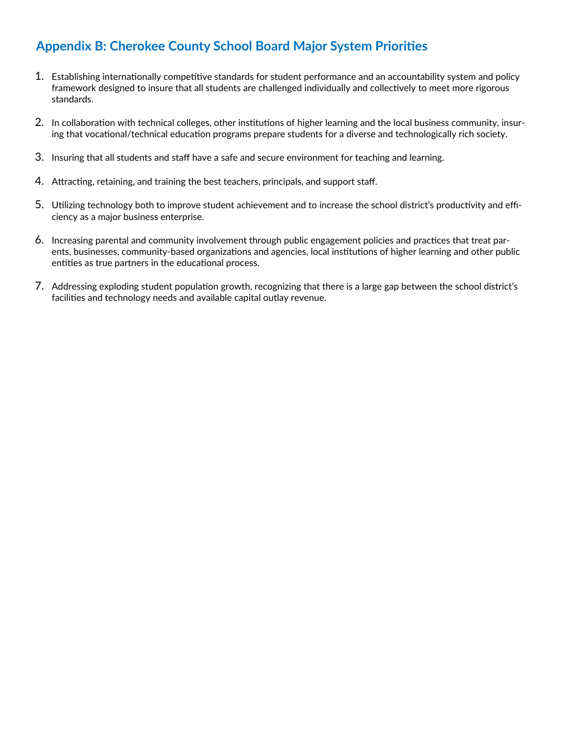## Appendix B: Cherokee County School Board Major System Priorities

1. Establishing internationally competitive standards for student performance and an accountability system and policy framework designed to insure that all students are challenged individually and collectively to meet more rigorous standards.

2. In collaboration with technical colleges, other institutions of higher learning and the local business community, insuring that vocational/technical education programs prepare students for a diverse and technologically rich society.

3. Insuring that all students and staff have a safe and secure environment for teaching and learning.

4. Attracting, retaining, and training the best teachers, principals, and support staff.

5. Utilizing technology both to improve student achievement and to increase the school district's productivity and efficiency as a major business enterprise.

6. Increasing parental and community involvement through public engagement policies and practices that treat parents, businesses, community-based organizations and agencies, local institutions of higher learning and other public entities as true partners in the educational process.

7. Addressing exploding student population growth, recognizing that there is a large gap between the school district's facilities and technology needs and available capital outlay revenue.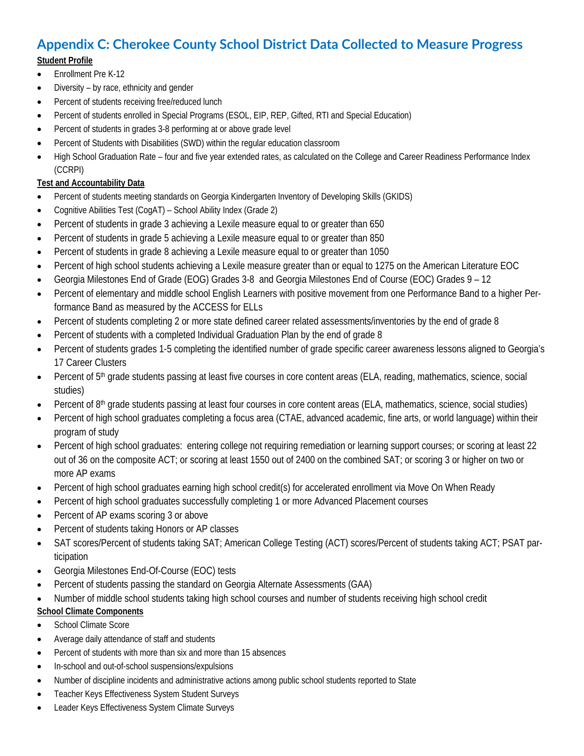# Appendix C: Cherokee County School District Data Collected to Measure Progress

**Student Profile**

- Enrollment Pre K-12
- Diversity – by race, ethnicity and gender
- Percent of students receiving free/reduced lunch
- Percent of students enrolled in Special Programs (ESOL, EIP, REP, Gifted, RTI and Special Education)
- Percent of students in grades 3-8 performing at or above grade level
- Percent of Students with Disabilities (SWD) within the regular education classroom
- High School Graduation Rate – four and five year extended rates, as calculated on the College and Career Readiness Performance Index (CCRPI)

**Test and Accountability Data**

- Percent of students meeting standards on Georgia Kindergarten Inventory of Developing Skills (GKIDS)
- Cognitive Abilities Test (CogAT) – School Ability Index (Grade 2)
- Percent of students in grade 3 achieving a Lexile measure equal to or greater than 650
- Percent of students in grade 5 achieving a Lexile measure equal to or greater than 850
- Percent of students in grade 8 achieving a Lexile measure equal to or greater than 1050
- Percent of high school students achieving a Lexile measure greater than or equal to 1275 on the American Literature EOC
- Georgia Milestones End of Grade (EOG) Grades 3-8 and Georgia Milestones End of Course (EOC) Grades 9 – 12
- Percent of elementary and middle school English Learners with positive movement from one Performance Band to a higher Performance Band as measured by the ACCESS for ELLs
- Percent of students completing 2 or more state defined career related assessments/inventories by the end of grade 8
- Percent of students with a completed Individual Graduation Plan by the end of grade 8
- Percent of students grades 1-5 completing the identified number of grade specific career awareness lessons aligned to Georgia's 17 Career Clusters
- Percent of 5th grade students passing at least five courses in core content areas (ELA, reading, mathematics, science, social studies)
- Percent of 8th grade students passing at least four courses in core content areas (ELA, mathematics, science, social studies)
- Percent of high school graduates completing a focus area (CTAE, advanced academic, fine arts, or world language) within their program of study
- Percent of high school graduates: entering college not requiring remediation or learning support courses; or scoring at least 22 out of 36 on the composite ACT; or scoring at least 1550 out of 2400 on the combined SAT; or scoring 3 or higher on two or more AP exams
- Percent of high school graduates earning high school credit(s) for accelerated enrollment via Move On When Ready
- Percent of high school graduates successfully completing 1 or more Advanced Placement courses
- Percent of AP exams scoring 3 or above
- Percent of students taking Honors or AP classes
- SAT scores/Percent of students taking SAT; American College Testing (ACT) scores/Percent of students taking ACT; PSAT participation
- Georgia Milestones End-Of-Course (EOC) tests
- Percent of students passing the standard on Georgia Alternate Assessments (GAA)
- Number of middle school students taking high school courses and number of students receiving high school credit

**School Climate Components**

- School Climate Score
- Average daily attendance of staff and students
- Percent of students with more than six and more than 15 absences
- In-school and out-of-school suspensions/expulsions
- Number of discipline incidents and administrative actions among public school students reported to State
- Teacher Keys Effectiveness System Student Surveys
- Leader Keys Effectiveness System Climate Surveys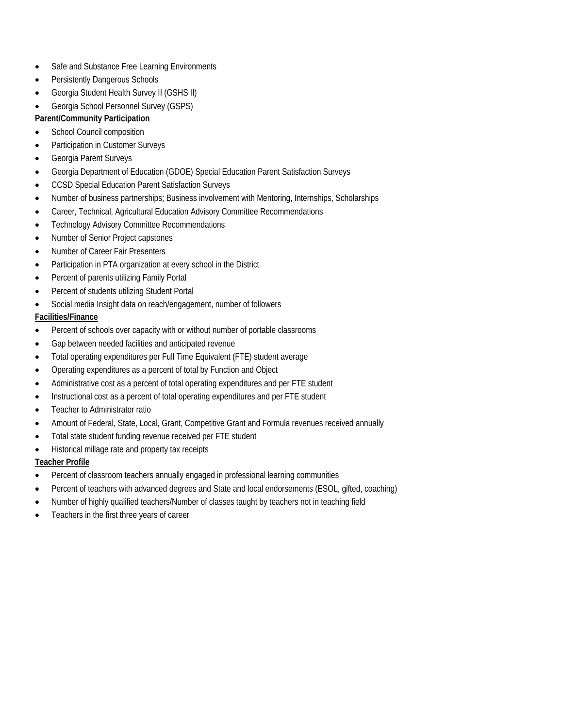- Safe and Substance Free Learning Environments
- Persistently Dangerous Schools
- Georgia Student Health Survey II (GSHS II)
- Georgia School Personnel Survey (GSPS)

**Parent/Community Participation**

- School Council composition
- Participation in Customer Surveys
- Georgia Parent Surveys
- Georgia Department of Education (GDOE) Special Education Parent Satisfaction Surveys
- CCSD Special Education Parent Satisfaction Surveys
- Number of business partnerships; Business involvement with Mentoring, Internships, Scholarships
- Career, Technical, Agricultural Education Advisory Committee Recommendations
- Technology Advisory Committee Recommendations
- Number of Senior Project capstones
- Number of Career Fair Presenters
- Participation in PTA organization at every school in the District
- Percent of parents utilizing Family Portal
- Percent of students utilizing Student Portal
- Social media Insight data on reach/engagement, number of followers

**Facilities/Finance**

- Percent of schools over capacity with or without number of portable classrooms
- Gap between needed facilities and anticipated revenue
- Total operating expenditures per Full Time Equivalent (FTE) student average
- Operating expenditures as a percent of total by Function and Object
- Administrative cost as a percent of total operating expenditures and per FTE student
- Instructional cost as a percent of total operating expenditures and per FTE student
- Teacher to Administrator ratio
- Amount of Federal, State, Local, Grant, Competitive Grant and Formula revenues received annually
- Total state student funding revenue received per FTE student
- Historical millage rate and property tax receipts

**Teacher Profile**

- Percent of classroom teachers annually engaged in professional learning communities
- Percent of teachers with advanced degrees and State and local endorsements (ESOL, gifted, coaching)
- Number of highly qualified teachers/Number of classes taught by teachers not in teaching field
- Teachers in the first three years of career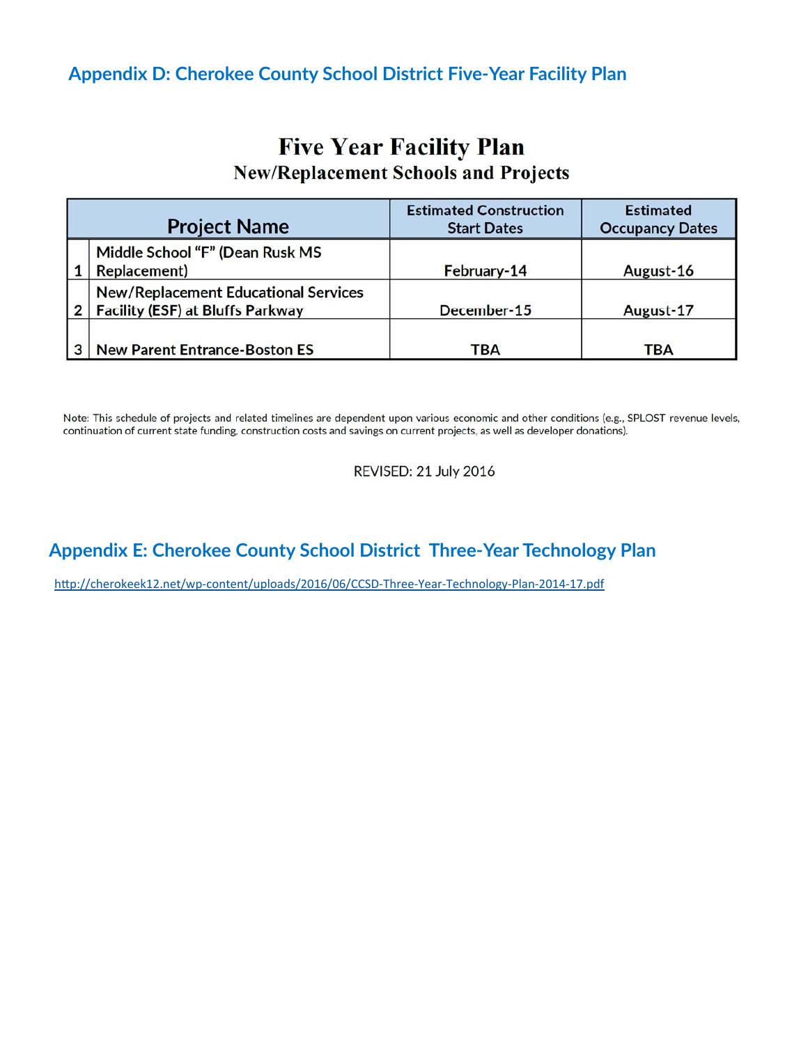## Appendix D: Cherokee County School District Five-Year Facility Plan

# Five Year Facility Plan

### New/Replacement Schools and Projects

| | Project Name | Estimated Construction Start Dates | Estimated Occupancy Dates |
|---|---|---|---|
| 1 | Middle School "F" (Dean Rusk MS Replacement) | February-14 | August-16 |
| 2 | New/Replacement Educational Services Facility (ESF) at Bluffs Parkway | December-15 | August-17 |
| 3 | New Parent Entrance-Boston ES | TBA | TBA |

Note: This schedule of projects and related timelines are dependent upon various economic and other conditions (e.g., SPLOST revenue levels, continuation of current state funding, construction costs and savings on current projects, as well as developer donations).

REVISED: 21 July 2016

## Appendix E: Cherokee County School District Three-Year Technology Plan

http://cherokeek12.net/wp-content/uploads/2016/06/CCSD-Three-Year-Technology-Plan-2014-17.pdf